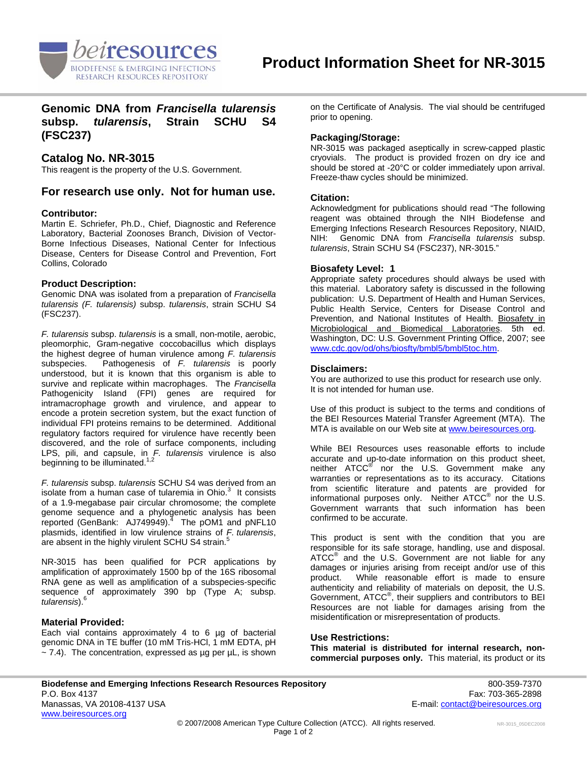# Product Information Sheet for NR-3015

## Genomic DNA from *Francisella tularensis* subsp. *tularensis*, Strain SCHU S4 (FSC237)

## Catalog No. NR-3015

This reagent is the property of the U.S. Government.

## For research use only. Not for human use.

### Contributor:

Martin E. Schriefer, Ph.D., Chief, Diagnostic and Reference Laboratory, Bacterial Zoonoses Branch, Division of Vector-Borne Infectious Diseases, National Center for Infectious Disease, Centers for Disease Control and Prevention, Fort Collins, Colorado

### Product Description:

Genomic DNA was isolated from a preparation of *Francisella tularensis (F. tularensis)* subsp. *tularensis*, strain SCHU S4 (FSC237).

*F. tularensis* subsp. *tularensis* is a small, non-motile, aerobic, pleomorphic, Gram-negative coccobacillus which displays the highest degree of human virulence among *F. tularensis* subspecies. Pathogenesis of *F. tularensis* is poorly understood, but it is known that this organism is able to survive and replicate within macrophages. The *Francisella* Pathogenicity Island (FPI) genes are required for intramacrophage growth and virulence, and appear to encode a protein secretion system, but the exact function of individual FPI proteins remains to be determined. Additional regulatory factors required for virulence have recently been discovered, and the role of surface components, including LPS, pili, and capsule, in *F. tularensis* virulence is also beginning to be illuminated.[1,2]

*F. tularensis* subsp. *tularensis* SCHU S4 was derived from an isolate from a human case of tularemia in Ohio.[3] It consists of a 1.9-megabase pair circular chromosome; the complete genome sequence and a phylogenetic analysis has been reported (GenBank: AJ749949).[4] The pOM1 and pNFL10 plasmids, identified in low virulence strains of *F. tularensis*, are absent in the highly virulent SCHU S4 strain.[5]

NR-3015 has been qualified for PCR applications by amplification of approximately 1500 bp of the 16S ribosomal RNA gene as well as amplification of a subspecies-specific sequence of approximately 390 bp (Type A; subsp. *tularensis*).[6]

### Material Provided:

Each vial contains approximately 4 to 6 µg of bacterial genomic DNA in TE buffer (10 mM Tris-HCl, 1 mM EDTA, pH ~ 7.4). The concentration, expressed as µg per µL, is shown on the Certificate of Analysis. The vial should be centrifuged prior to opening.

### Packaging/Storage:

NR-3015 was packaged aseptically in screw-capped plastic cryovials. The product is provided frozen on dry ice and should be stored at -20°C or colder immediately upon arrival. Freeze-thaw cycles should be minimized.

### Citation:

Acknowledgment for publications should read "The following reagent was obtained through the NIH Biodefense and Emerging Infections Research Resources Repository, NIAID, NIH: Genomic DNA from *Francisella tularensis* subsp. *tularensis*, Strain SCHU S4 (FSC237), NR-3015."

### Biosafety Level: 1

Appropriate safety procedures should always be used with this material. Laboratory safety is discussed in the following publication: U.S. Department of Health and Human Services, Public Health Service, Centers for Disease Control and Prevention, and National Institutes of Health. Biosafety in Microbiological and Biomedical Laboratories. 5th ed. Washington, DC: U.S. Government Printing Office, 2007; see www.cdc.gov/od/ohs/biosfty/bmbl5/bmbl5toc.htm.

### Disclaimers:

You are authorized to use this product for research use only. It is not intended for human use.

Use of this product is subject to the terms and conditions of the BEI Resources Material Transfer Agreement (MTA). The MTA is available on our Web site at www.beiresources.org.

While BEI Resources uses reasonable efforts to include accurate and up-to-date information on this product sheet, neither ATCC® nor the U.S. Government make any warranties or representations as to its accuracy. Citations from scientific literature and patents are provided for informational purposes only. Neither ATCC® nor the U.S. Government warrants that such information has been confirmed to be accurate.

This product is sent with the condition that you are responsible for its safe storage, handling, use and disposal. ATCC® and the U.S. Government are not liable for any damages or injuries arising from receipt and/or use of this product. While reasonable effort is made to ensure authenticity and reliability of materials on deposit, the U.S. Government, ATCC®, their suppliers and contributors to BEI Resources are not liable for damages arising from the misidentification or misrepresentation of products.

### Use Restrictions:

**This material is distributed for internal research, non-commercial purposes only.** This material, its product or its

**Biodefense and Emerging Infections Research Resources Repository**
P.O. Box 4137
Manassas, VA 20108-4137 USA
www.beiresources.org

800-359-7370
Fax: 703-365-2898
E-mail: contact@beiresources.org

© 2007/2008 American Type Culture Collection (ATCC). All rights reserved.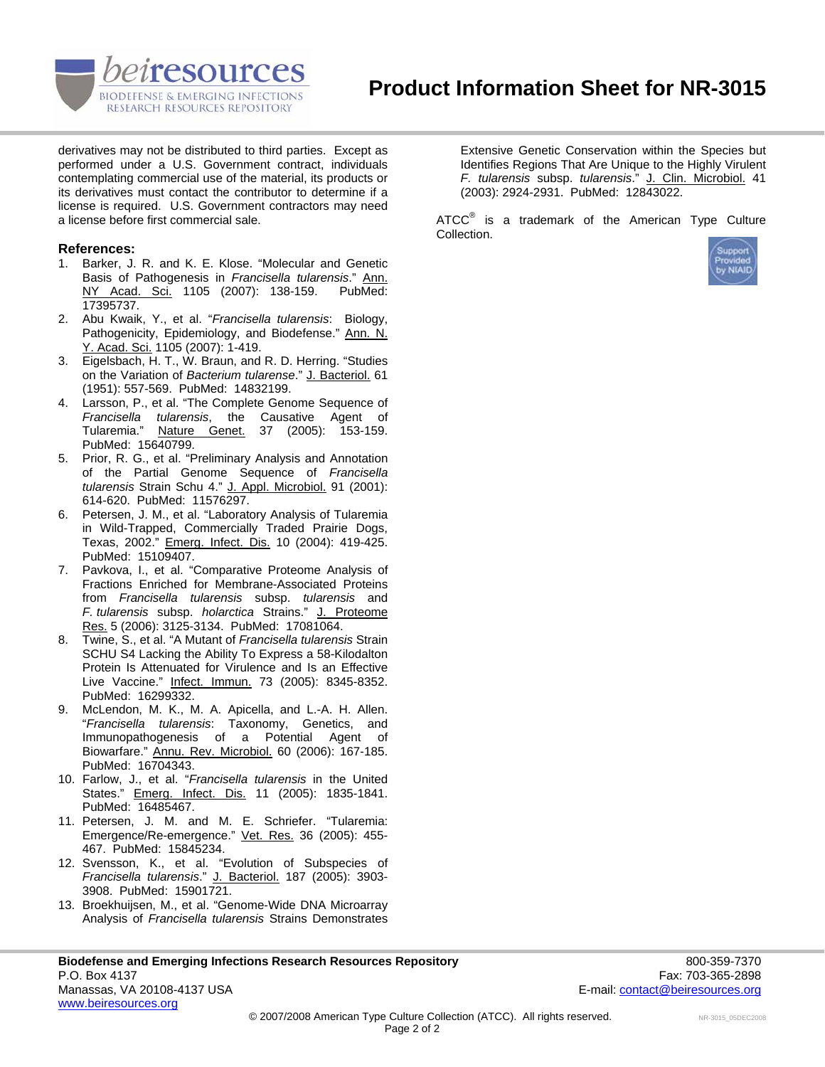derivatives may not be distributed to third parties. Except as performed under a U.S. Government contract, individuals contemplating commercial use of the material, its products or its derivatives must contact the contributor to determine if a license is required. U.S. Government contractors may need a license before first commercial sale.

**References:**

1. Barker, J. R. and K. E. Klose. "Molecular and Genetic Basis of Pathogenesis in *Francisella tularensis*." Ann. NY Acad. Sci. 1105 (2007): 138-159. PubMed: 17395737.
2. Abu Kwaik, Y., et al. "*Francisella tularensis*: Biology, Pathogenicity, Epidemiology, and Biodefense." Ann. N. Y. Acad. Sci. 1105 (2007): 1-419.
3. Eigelsbach, H. T., W. Braun, and R. D. Herring. "Studies on the Variation of *Bacterium tularense*." J. Bacteriol. 61 (1951): 557-569. PubMed: 14832199.
4. Larsson, P., et al. "The Complete Genome Sequence of *Francisella tularensis*, the Causative Agent of Tularemia." Nature Genet. 37 (2005): 153-159. PubMed: 15640799.
5. Prior, R. G., et al. "Preliminary Analysis and Annotation of the Partial Genome Sequence of *Francisella tularensis* Strain Schu 4." J. Appl. Microbiol. 91 (2001): 614-620. PubMed: 11576297.
6. Petersen, J. M., et al. "Laboratory Analysis of Tularemia in Wild-Trapped, Commercially Traded Prairie Dogs, Texas, 2002." Emerg. Infect. Dis. 10 (2004): 419-425. PubMed: 15109407.
7. Pavkova, I., et al. "Comparative Proteome Analysis of Fractions Enriched for Membrane-Associated Proteins from *Francisella tularensis* subsp. *tularensis* and *F. tularensis* subsp. *holarctica* Strains." J. Proteome Res. 5 (2006): 3125-3134. PubMed: 17081064.
8. Twine, S., et al. "A Mutant of *Francisella tularensis* Strain SCHU S4 Lacking the Ability To Express a 58-Kilodalton Protein Is Attenuated for Virulence and Is an Effective Live Vaccine." Infect. Immun. 73 (2005): 8345-8352. PubMed: 16299332.
9. McLendon, M. K., M. A. Apicella, and L.-A. H. Allen. "*Francisella tularensis*: Taxonomy, Genetics, and Immunopathogenesis of a Potential Agent of Biowarfare." Annu. Rev. Microbiol. 60 (2006): 167-185. PubMed: 16704343.
10. Farlow, J., et al. "*Francisella tularensis* in the United States." Emerg. Infect. Dis. 11 (2005): 1835-1841. PubMed: 16485467.
11. Petersen, J. M. and M. E. Schriefer. "Tularemia: Emergence/Re-emergence." Vet. Res. 36 (2005): 455-467. PubMed: 15845234.
12. Svensson, K., et al. "Evolution of Subspecies of *Francisella tularensis*." J. Bacteriol. 187 (2005): 3903-3908. PubMed: 15901721.
13. Broekhuijsen, M., et al. "Genome-Wide DNA Microarray Analysis of *Francisella tularensis* Strains Demonstrates Extensive Genetic Conservation within the Species but Identifies Regions That Are Unique to the Highly Virulent *F. tularensis* subsp. *tularensis*." J. Clin. Microbiol. 41 (2003): 2924-2931. PubMed: 12843022.

ATCC® is a trademark of the American Type Culture Collection.

Support Provided by NIAID

**Biodefense and Emerging Infections Research Resources Repository**
P.O. Box 4137
Manassas, VA 20108-4137 USA
www.beiresources.org

800-359-7370
Fax: 703-365-2898
E-mail: contact@beiresources.org

© 2007/2008 American Type Culture Collection (ATCC). All rights reserved.

NR-3015_05DEC2008